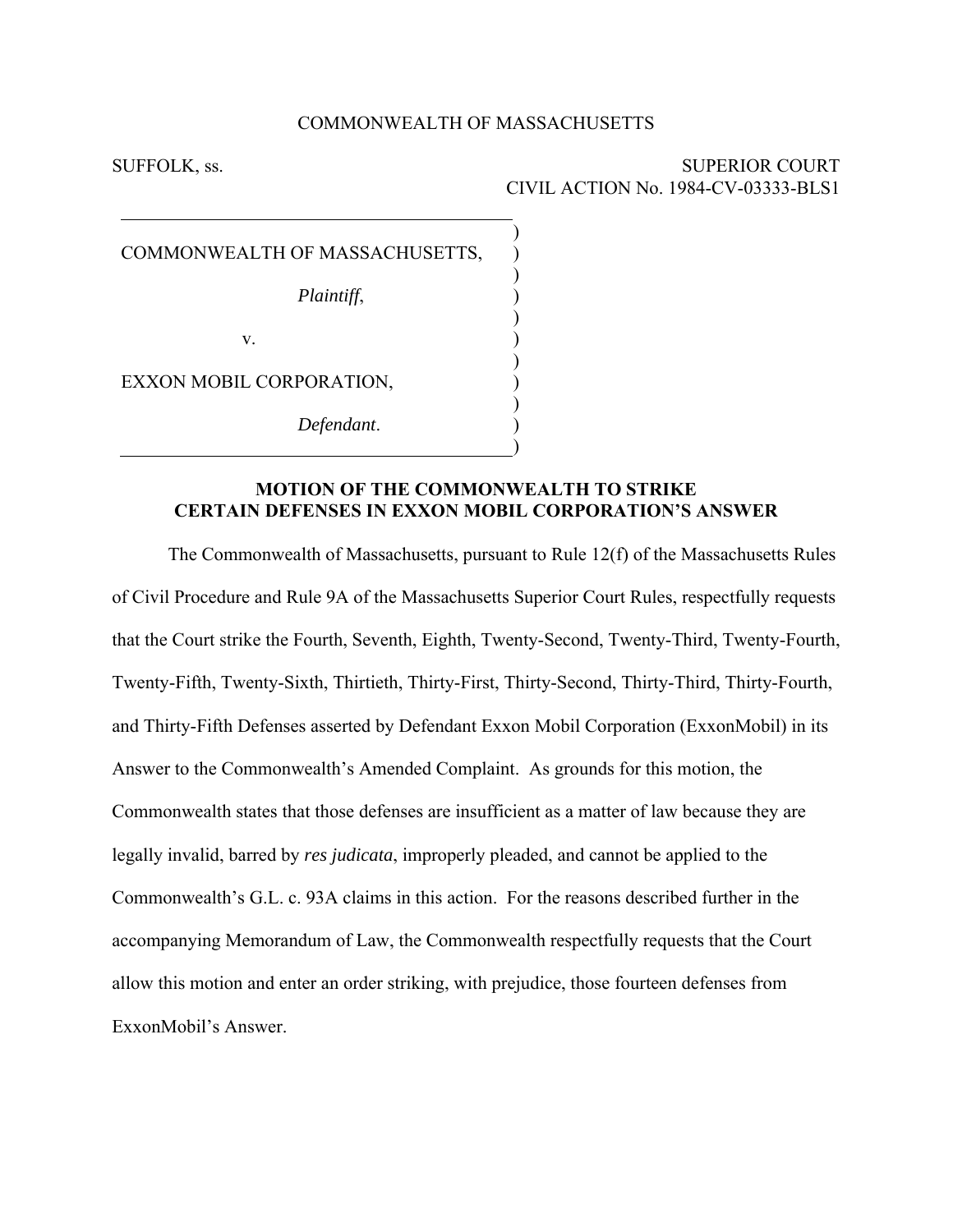COMMONWEALTH OF MASSACHUSETTS

SUFFOLK, ss. SUPERIOR COURT
CIVIL ACTION No. 1984-CV-03333-BLS1

COMMONWEALTH OF MASSACHUSETTS,

*Plaintiff*,

v.

EXXON MOBIL CORPORATION,

*Defendant*.

**MOTION OF THE COMMONWEALTH TO STRIKE CERTAIN DEFENSES IN EXXON MOBIL CORPORATION'S ANSWER**

The Commonwealth of Massachusetts, pursuant to Rule 12(f) of the Massachusetts Rules of Civil Procedure and Rule 9A of the Massachusetts Superior Court Rules, respectfully requests that the Court strike the Fourth, Seventh, Eighth, Twenty-Second, Twenty-Third, Twenty-Fourth, Twenty-Fifth, Twenty-Sixth, Thirtieth, Thirty-First, Thirty-Second, Thirty-Third, Thirty-Fourth, and Thirty-Fifth Defenses asserted by Defendant Exxon Mobil Corporation (ExxonMobil) in its Answer to the Commonwealth's Amended Complaint. As grounds for this motion, the Commonwealth states that those defenses are insufficient as a matter of law because they are legally invalid, barred by *res judicata*, improperly pleaded, and cannot be applied to the Commonwealth's G.L. c. 93A claims in this action. For the reasons described further in the accompanying Memorandum of Law, the Commonwealth respectfully requests that the Court allow this motion and enter an order striking, with prejudice, those fourteen defenses from ExxonMobil's Answer.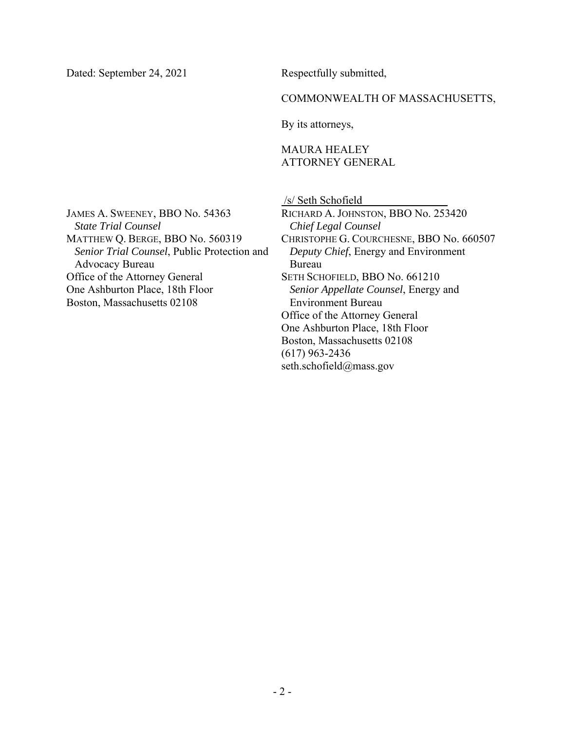Dated: September 24, 2021

Respectfully submitted,

COMMONWEALTH OF MASSACHUSETTS,

By its attorneys,

MAURA HEALEY
ATTORNEY GENERAL

/s/ Seth Schofield

RICHARD A. JOHNSTON, BBO No. 253420
*Chief Legal Counsel*
CHRISTOPHE G. COURCHESNE, BBO No. 660507
*Deputy Chief*, Energy and Environment Bureau
SETH SCHOFIELD, BBO No. 661210
*Senior Appellate Counsel*, Energy and Environment Bureau
Office of the Attorney General
One Ashburton Place, 18th Floor
Boston, Massachusetts 02108
(617) 963-2436
seth.schofield@mass.gov

JAMES A. SWEENEY, BBO No. 54363
*State Trial Counsel*
MATTHEW Q. BERGE, BBO No. 560319
*Senior Trial Counsel*, Public Protection and Advocacy Bureau
Office of the Attorney General
One Ashburton Place, 18th Floor
Boston, Massachusetts 02108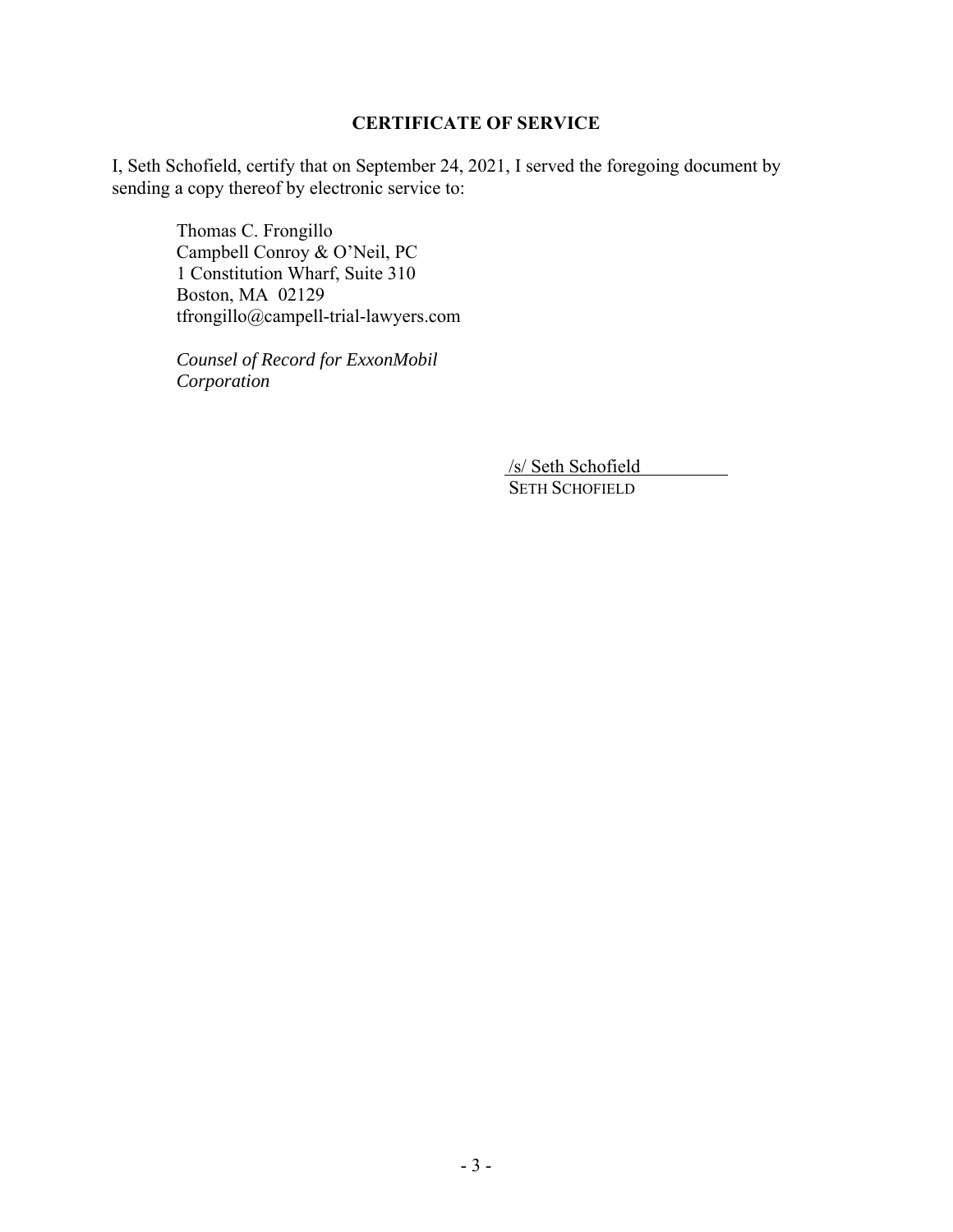## CERTIFICATE OF SERVICE

I, Seth Schofield, certify that on September 24, 2021, I served the foregoing document by sending a copy thereof by electronic service to:

Thomas C. Frongillo
Campbell Conroy & O'Neil, PC
1 Constitution Wharf, Suite 310
Boston, MA 02129
tfrongillo@campell-trial-lawyers.com

*Counsel of Record for ExxonMobil Corporation*

/s/ Seth Schofield
SETH SCHOFIELD